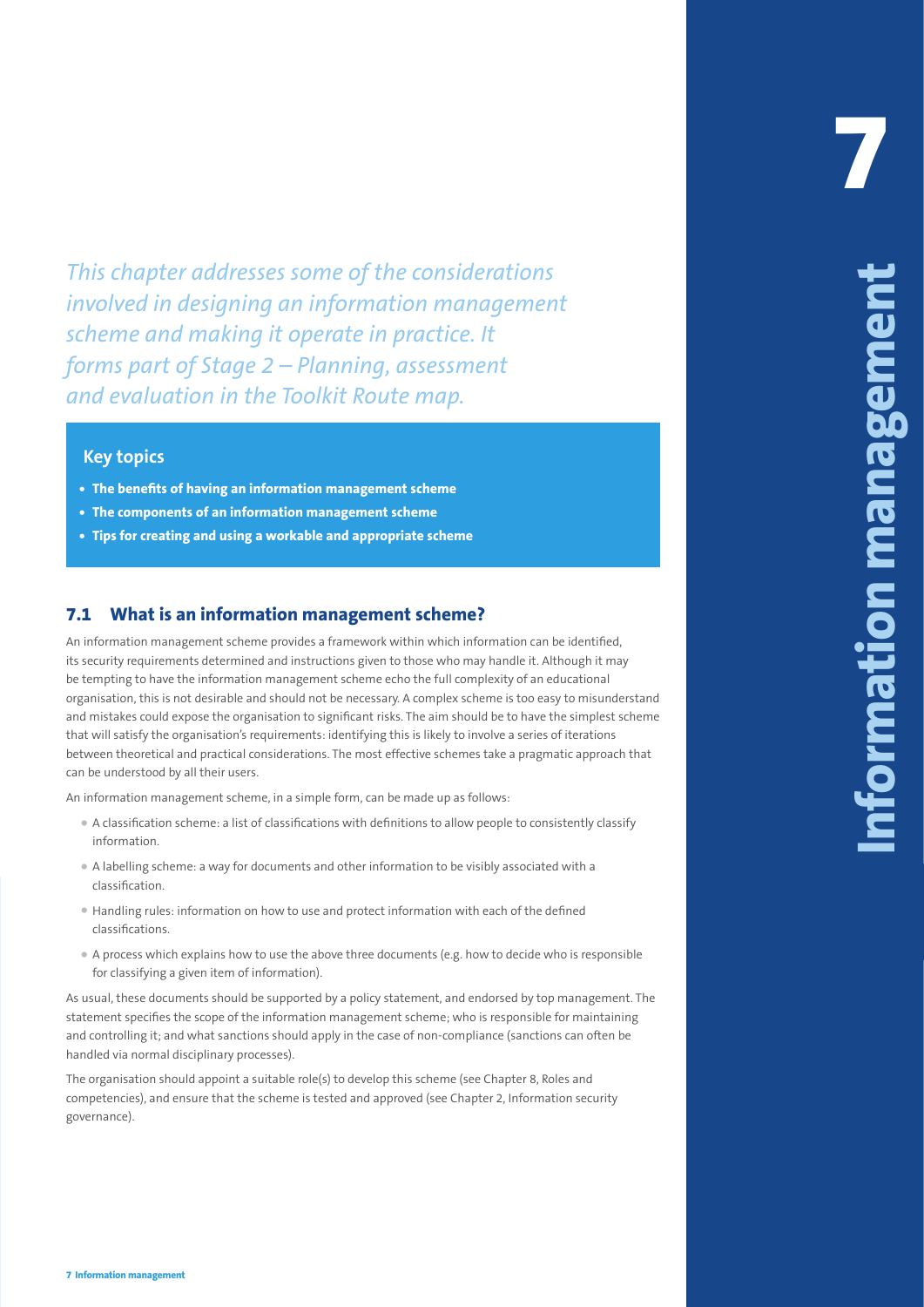# 7 Information management

*This chapter addresses some of the considerations involved in designing an information management scheme and making it operate in practice. It forms part of Stage 2 – Planning, assessment and evaluation in the Toolkit Route map.*

**Key topics**

- **The benefits of having an information management scheme**
- **The components of an information management scheme**
- **Tips for creating and using a workable and appropriate scheme**

## 7.1 What is an information management scheme?

An information management scheme provides a framework within which information can be identified, its security requirements determined and instructions given to those who may handle it. Although it may be tempting to have the information management scheme echo the full complexity of an educational organisation, this is not desirable and should not be necessary. A complex scheme is too easy to misunderstand and mistakes could expose the organisation to significant risks. The aim should be to have the simplest scheme that will satisfy the organisation's requirements: identifying this is likely to involve a series of iterations between theoretical and practical considerations. The most effective schemes take a pragmatic approach that can be understood by all their users.

An information management scheme, in a simple form, can be made up as follows:

- A classification scheme: a list of classifications with definitions to allow people to consistently classify information.
- A labelling scheme: a way for documents and other information to be visibly associated with a classification.
- Handling rules: information on how to use and protect information with each of the defined classifications.
- A process which explains how to use the above three documents (e.g. how to decide who is responsible for classifying a given item of information).

As usual, these documents should be supported by a policy statement, and endorsed by top management. The statement specifies the scope of the information management scheme; who is responsible for maintaining and controlling it; and what sanctions should apply in the case of non-compliance (sanctions can often be handled via normal disciplinary processes).

The organisation should appoint a suitable role(s) to develop this scheme (see Chapter 8, Roles and competencies), and ensure that the scheme is tested and approved (see Chapter 2, Information security governance).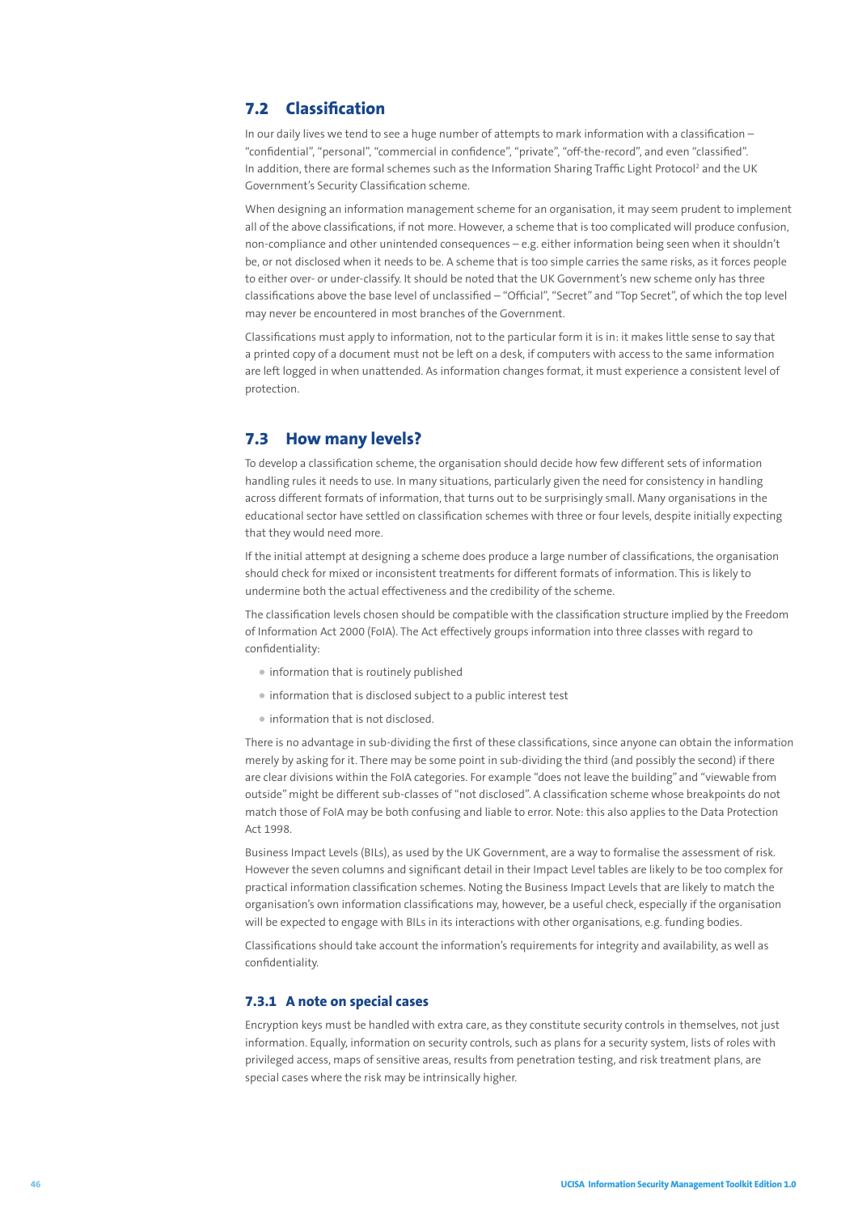## 7.2 Classification

In our daily lives we tend to see a huge number of attempts to mark information with a classification – "confidential", "personal", "commercial in confidence", "private", "off-the-record", and even "classified". In addition, there are formal schemes such as the Information Sharing Traffic Light Protocol[2] and the UK Government's Security Classification scheme.

When designing an information management scheme for an organisation, it may seem prudent to implement all of the above classifications, if not more. However, a scheme that is too complicated will produce confusion, non-compliance and other unintended consequences – e.g. either information being seen when it shouldn't be, or not disclosed when it needs to be. A scheme that is too simple carries the same risks, as it forces people to either over- or under-classify. It should be noted that the UK Government's new scheme only has three classifications above the base level of unclassified – "Official", "Secret" and "Top Secret", of which the top level may never be encountered in most branches of the Government.

Classifications must apply to information, not to the particular form it is in: it makes little sense to say that a printed copy of a document must not be left on a desk, if computers with access to the same information are left logged in when unattended. As information changes format, it must experience a consistent level of protection.

## 7.3 How many levels?

To develop a classification scheme, the organisation should decide how few different sets of information handling rules it needs to use. In many situations, particularly given the need for consistency in handling across different formats of information, that turns out to be surprisingly small. Many organisations in the educational sector have settled on classification schemes with three or four levels, despite initially expecting that they would need more.

If the initial attempt at designing a scheme does produce a large number of classifications, the organisation should check for mixed or inconsistent treatments for different formats of information. This is likely to undermine both the actual effectiveness and the credibility of the scheme.

The classification levels chosen should be compatible with the classification structure implied by the Freedom of Information Act 2000 (FoIA). The Act effectively groups information into three classes with regard to confidentiality:

- information that is routinely published
- information that is disclosed subject to a public interest test
- information that is not disclosed.

There is no advantage in sub-dividing the first of these classifications, since anyone can obtain the information merely by asking for it. There may be some point in sub-dividing the third (and possibly the second) if there are clear divisions within the FoIA categories. For example "does not leave the building" and "viewable from outside" might be different sub-classes of "not disclosed". A classification scheme whose breakpoints do not match those of FoIA may be both confusing and liable to error. Note: this also applies to the Data Protection Act 1998.

Business Impact Levels (BILs), as used by the UK Government, are a way to formalise the assessment of risk. However the seven columns and significant detail in their Impact Level tables are likely to be too complex for practical information classification schemes. Noting the Business Impact Levels that are likely to match the organisation's own information classifications may, however, be a useful check, especially if the organisation will be expected to engage with BILs in its interactions with other organisations, e.g. funding bodies.

Classifications should take account the information's requirements for integrity and availability, as well as confidentiality.

### 7.3.1 A note on special cases

Encryption keys must be handled with extra care, as they constitute security controls in themselves, not just information. Equally, information on security controls, such as plans for a security system, lists of roles with privileged access, maps of sensitive areas, results from penetration testing, and risk treatment plans, are special cases where the risk may be intrinsically higher.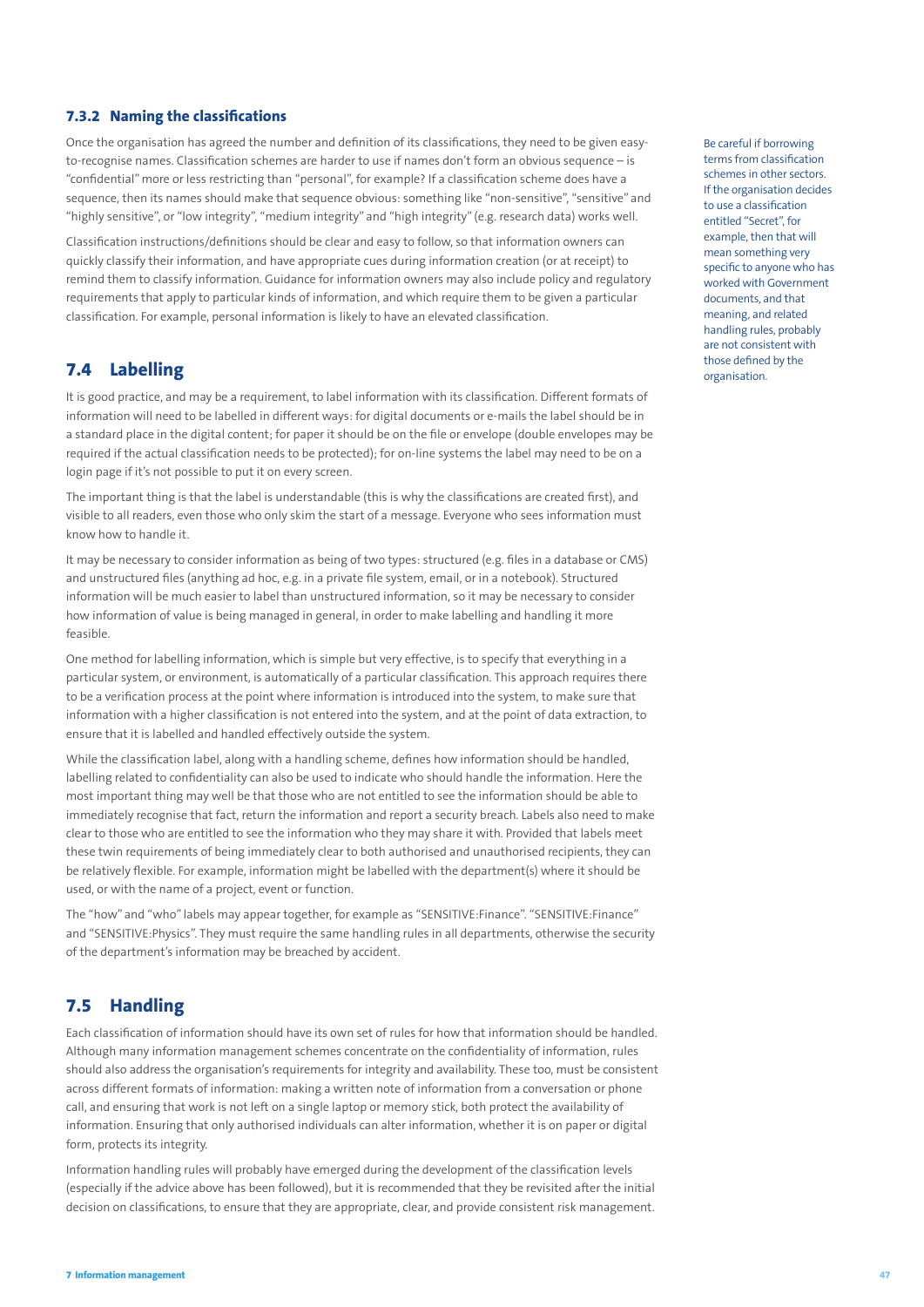### 7.3.2 Naming the classifications

Once the organisation has agreed the number and definition of its classifications, they need to be given easy-to-recognise names. Classification schemes are harder to use if names don't form an obvious sequence – is "confidential" more or less restricting than "personal", for example? If a classification scheme does have a sequence, then its names should make that sequence obvious: something like "non-sensitive", "sensitive" and "highly sensitive", or "low integrity", "medium integrity" and "high integrity" (e.g. research data) works well.

Classification instructions/definitions should be clear and easy to follow, so that information owners can quickly classify their information, and have appropriate cues during information creation (or at receipt) to remind them to classify information. Guidance for information owners may also include policy and regulatory requirements that apply to particular kinds of information, and which require them to be given a particular classification. For example, personal information is likely to have an elevated classification.

Be careful if borrowing terms from classification schemes in other sectors. If the organisation decides to use a classification entitled "Secret", for example, then that will mean something very specific to anyone who has worked with Government documents, and that meaning, and related handling rules, probably are not consistent with those defined by the organisation.

## 7.4 Labelling

It is good practice, and may be a requirement, to label information with its classification. Different formats of information will need to be labelled in different ways: for digital documents or e-mails the label should be in a standard place in the digital content; for paper it should be on the file or envelope (double envelopes may be required if the actual classification needs to be protected); for on-line systems the label may need to be on a login page if it's not possible to put it on every screen.

The important thing is that the label is understandable (this is why the classifications are created first), and visible to all readers, even those who only skim the start of a message. Everyone who sees information must know how to handle it.

It may be necessary to consider information as being of two types: structured (e.g. files in a database or CMS) and unstructured files (anything ad hoc, e.g. in a private file system, email, or in a notebook). Structured information will be much easier to label than unstructured information, so it may be necessary to consider how information of value is being managed in general, in order to make labelling and handling it more feasible.

One method for labelling information, which is simple but very effective, is to specify that everything in a particular system, or environment, is automatically of a particular classification. This approach requires there to be a verification process at the point where information is introduced into the system, to make sure that information with a higher classification is not entered into the system, and at the point of data extraction, to ensure that it is labelled and handled effectively outside the system.

While the classification label, along with a handling scheme, defines how information should be handled, labelling related to confidentiality can also be used to indicate who should handle the information. Here the most important thing may well be that those who are not entitled to see the information should be able to immediately recognise that fact, return the information and report a security breach. Labels also need to make clear to those who are entitled to see the information who they may share it with. Provided that labels meet these twin requirements of being immediately clear to both authorised and unauthorised recipients, they can be relatively flexible. For example, information might be labelled with the department(s) where it should be used, or with the name of a project, event or function.

The "how" and "who" labels may appear together, for example as "SENSITIVE:Finance". "SENSITIVE:Finance" and "SENSITIVE:Physics". They must require the same handling rules in all departments, otherwise the security of the department's information may be breached by accident.

## 7.5 Handling

Each classification of information should have its own set of rules for how that information should be handled. Although many information management schemes concentrate on the confidentiality of information, rules should also address the organisation's requirements for integrity and availability. These too, must be consistent across different formats of information: making a written note of information from a conversation or phone call, and ensuring that work is not left on a single laptop or memory stick, both protect the availability of information. Ensuring that only authorised individuals can alter information, whether it is on paper or digital form, protects its integrity.

Information handling rules will probably have emerged during the development of the classification levels (especially if the advice above has been followed), but it is recommended that they be revisited after the initial decision on classifications, to ensure that they are appropriate, clear, and provide consistent risk management.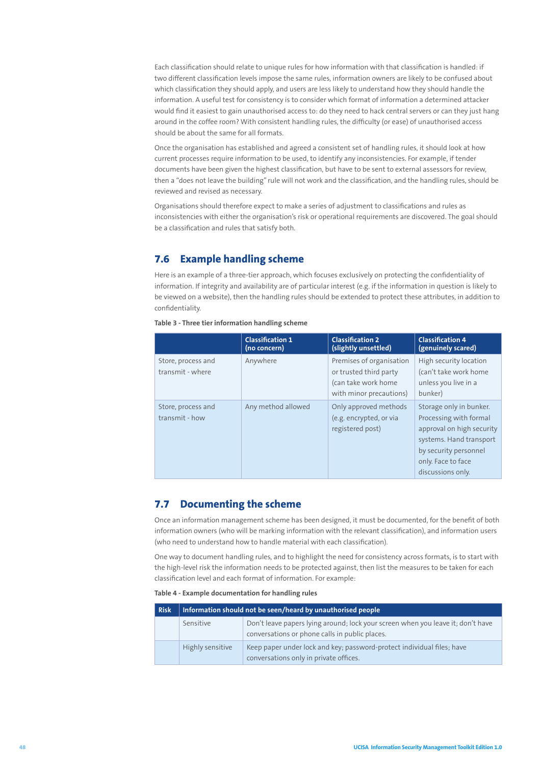Each classification should relate to unique rules for how information with that classification is handled: if two different classification levels impose the same rules, information owners are likely to be confused about which classification they should apply, and users are less likely to understand how they should handle the information. A useful test for consistency is to consider which format of information a determined attacker would find it easiest to gain unauthorised access to: do they need to hack central servers or can they just hang around in the coffee room? With consistent handling rules, the difficulty (or ease) of unauthorised access should be about the same for all formats.

Once the organisation has established and agreed a consistent set of handling rules, it should look at how current processes require information to be used, to identify any inconsistencies. For example, if tender documents have been given the highest classification, but have to be sent to external assessors for review, then a "does not leave the building" rule will not work and the classification, and the handling rules, should be reviewed and revised as necessary.

Organisations should therefore expect to make a series of adjustment to classifications and rules as inconsistencies with either the organisation's risk or operational requirements are discovered. The goal should be a classification and rules that satisfy both.

## 7.6 Example handling scheme

Here is an example of a three-tier approach, which focuses exclusively on protecting the confidentiality of information. If integrity and availability are of particular interest (e.g. if the information in question is likely to be viewed on a website), then the handling rules should be extended to protect these attributes, in addition to confidentiality.

**Table 3 - Three tier information handling scheme**

| | Classification 1 (no concern) | Classification 2 (slightly unsettled) | Classification 4 (genuinely scared) |
|---|---|---|---|
| Store, process and transmit - where | Anywhere | Premises of organisation or trusted third party (can take work home with minor precautions) | High security location (can't take work home unless you live in a bunker) |
| Store, process and transmit - how | Any method allowed | Only approved methods (e.g. encrypted, or via registered post) | Storage only in bunker. Processing with formal approval on high security systems. Hand transport by security personnel only. Face to face discussions only. |

## 7.7 Documenting the scheme

Once an information management scheme has been designed, it must be documented, for the benefit of both information owners (who will be marking information with the relevant classification), and information users (who need to understand how to handle material with each classification).

One way to document handling rules, and to highlight the need for consistency across formats, is to start with the high-level risk the information needs to be protected against, then list the measures to be taken for each classification level and each format of information. For example:

**Table 4 - Example documentation for handling rules**

| Risk | Information should not be seen/heard by unauthorised people | |
|---|---|---|
| | Sensitive | Don't leave papers lying around; lock your screen when you leave it; don't have conversations or phone calls in public places. |
| | Highly sensitive | Keep paper under lock and key; password-protect individual files; have conversations only in private offices. |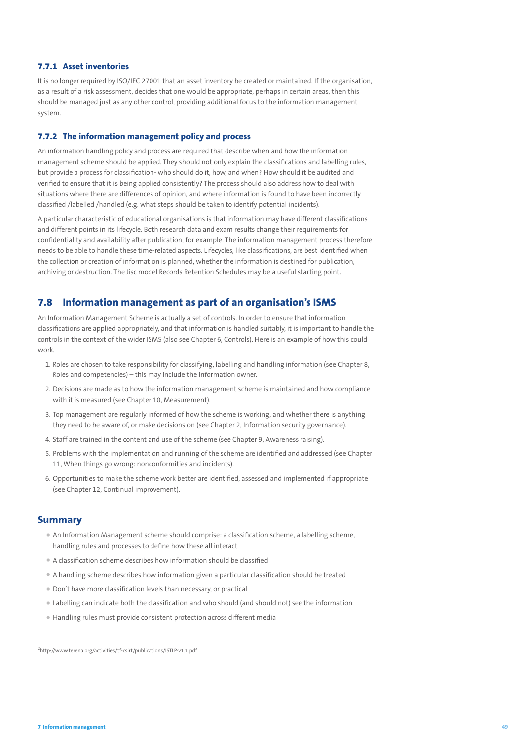### 7.7.1 Asset inventories

It is no longer required by ISO/IEC 27001 that an asset inventory be created or maintained. If the organisation, as a result of a risk assessment, decides that one would be appropriate, perhaps in certain areas, then this should be managed just as any other control, providing additional focus to the information management system.

### 7.7.2 The information management policy and process

An information handling policy and process are required that describe when and how the information management scheme should be applied. They should not only explain the classifications and labelling rules, but provide a process for classification- who should do it, how, and when? How should it be audited and verified to ensure that it is being applied consistently? The process should also address how to deal with situations where there are differences of opinion, and where information is found to have been incorrectly classified /labelled /handled (e.g. what steps should be taken to identify potential incidents).

A particular characteristic of educational organisations is that information may have different classifications and different points in its lifecycle. Both research data and exam results change their requirements for confidentiality and availability after publication, for example. The information management process therefore needs to be able to handle these time-related aspects. Lifecycles, like classifications, are best identified when the collection or creation of information is planned, whether the information is destined for publication, archiving or destruction. The Jisc model Records Retention Schedules may be a useful starting point.

## 7.8 Information management as part of an organisation's ISMS

An Information Management Scheme is actually a set of controls. In order to ensure that information classifications are applied appropriately, and that information is handled suitably, it is important to handle the controls in the context of the wider ISMS (also see Chapter 6, Controls). Here is an example of how this could work.

1. Roles are chosen to take responsibility for classifying, labelling and handling information (see Chapter 8, Roles and competencies) – this may include the information owner.
2. Decisions are made as to how the information management scheme is maintained and how compliance with it is measured (see Chapter 10, Measurement).
3. Top management are regularly informed of how the scheme is working, and whether there is anything they need to be aware of, or make decisions on (see Chapter 2, Information security governance).
4. Staff are trained in the content and use of the scheme (see Chapter 9, Awareness raising).
5. Problems with the implementation and running of the scheme are identified and addressed (see Chapter 11, When things go wrong: nonconformities and incidents).
6. Opportunities to make the scheme work better are identified, assessed and implemented if appropriate (see Chapter 12, Continual improvement).

## Summary

- An Information Management scheme should comprise: a classification scheme, a labelling scheme, handling rules and processes to define how these all interact
- A classification scheme describes how information should be classified
- A handling scheme describes how information given a particular classification should be treated
- Don't have more classification levels than necessary, or practical
- Labelling can indicate both the classification and who should (and should not) see the information
- Handling rules must provide consistent protection across different media

[2] http://www.terena.org/activities/tf-csirt/publications/ISTLP-v1.1.pdf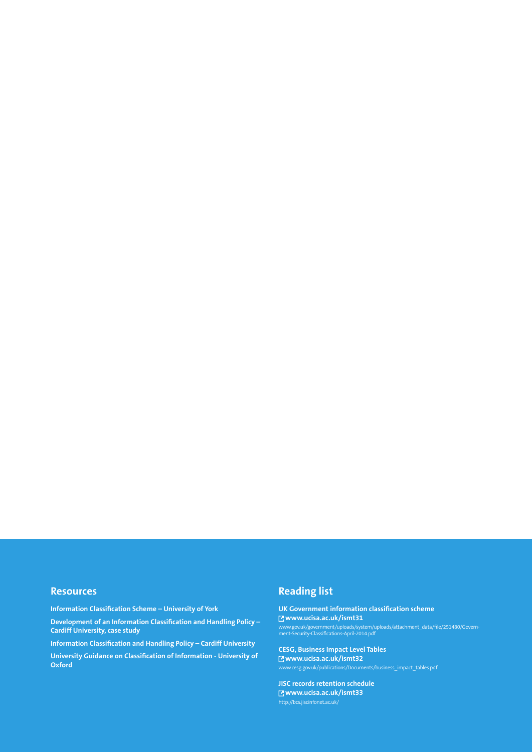## Resources

**Information Classification Scheme – University of York**

**Development of an Information Classification and Handling Policy – Cardiff University, case study**

**Information Classification and Handling Policy – Cardiff University**

**University Guidance on Classification of Information - University of Oxford**

## Reading list

**UK Government information classification scheme**
**www.ucisa.ac.uk/ismt31**
www.gov.uk/government/uploads/system/uploads/attachment_data/file/251480/Government-Security-Classifications-April-2014.pdf

**CESG, Business Impact Level Tables**
**www.ucisa.ac.uk/ismt32**
www.cesg.gov.uk/publications/Documents/business_impact_tables.pdf

**JISC records retention schedule**
**www.ucisa.ac.uk/ismt33**
http://bcs.jiscinfonet.ac.uk/